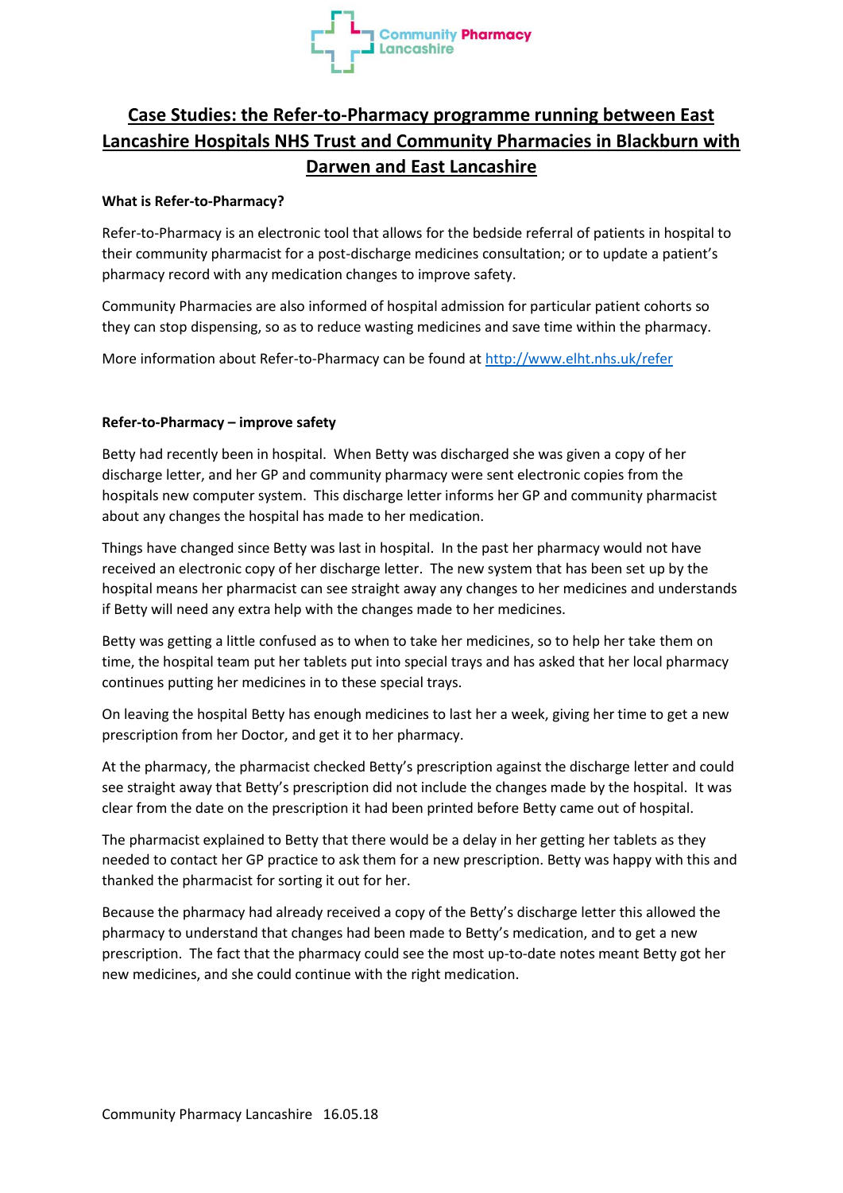Community Pharmacy Lancashire

# Case Studies: the Refer-to-Pharmacy programme running between East Lancashire Hospitals NHS Trust and Community Pharmacies in Blackburn with Darwen and East Lancashire

**What is Refer-to-Pharmacy?**

Refer-to-Pharmacy is an electronic tool that allows for the bedside referral of patients in hospital to their community pharmacist for a post-discharge medicines consultation; or to update a patient's pharmacy record with any medication changes to improve safety.

Community Pharmacies are also informed of hospital admission for particular patient cohorts so they can stop dispensing, so as to reduce wasting medicines and save time within the pharmacy.

More information about Refer-to-Pharmacy can be found at [http://www.elht.nhs.uk/refer](http://www.elht.nhs.uk/refer)

**Refer-to-Pharmacy – improve safety**

Betty had recently been in hospital. When Betty was discharged she was given a copy of her discharge letter, and her GP and community pharmacy were sent electronic copies from the hospitals new computer system. This discharge letter informs her GP and community pharmacist about any changes the hospital has made to her medication.

Things have changed since Betty was last in hospital. In the past her pharmacy would not have received an electronic copy of her discharge letter. The new system that has been set up by the hospital means her pharmacist can see straight away any changes to her medicines and understands if Betty will need any extra help with the changes made to her medicines.

Betty was getting a little confused as to when to take her medicines, so to help her take them on time, the hospital team put her tablets put into special trays and has asked that her local pharmacy continues putting her medicines in to these special trays.

On leaving the hospital Betty has enough medicines to last her a week, giving her time to get a new prescription from her Doctor, and get it to her pharmacy.

At the pharmacy, the pharmacist checked Betty's prescription against the discharge letter and could see straight away that Betty's prescription did not include the changes made by the hospital. It was clear from the date on the prescription it had been printed before Betty came out of hospital.

The pharmacist explained to Betty that there would be a delay in her getting her tablets as they needed to contact her GP practice to ask them for a new prescription. Betty was happy with this and thanked the pharmacist for sorting it out for her.

Because the pharmacy had already received a copy of the Betty's discharge letter this allowed the pharmacy to understand that changes had been made to Betty's medication, and to get a new prescription. The fact that the pharmacy could see the most up-to-date notes meant Betty got her new medicines, and she could continue with the right medication.

Community Pharmacy Lancashire 16.05.18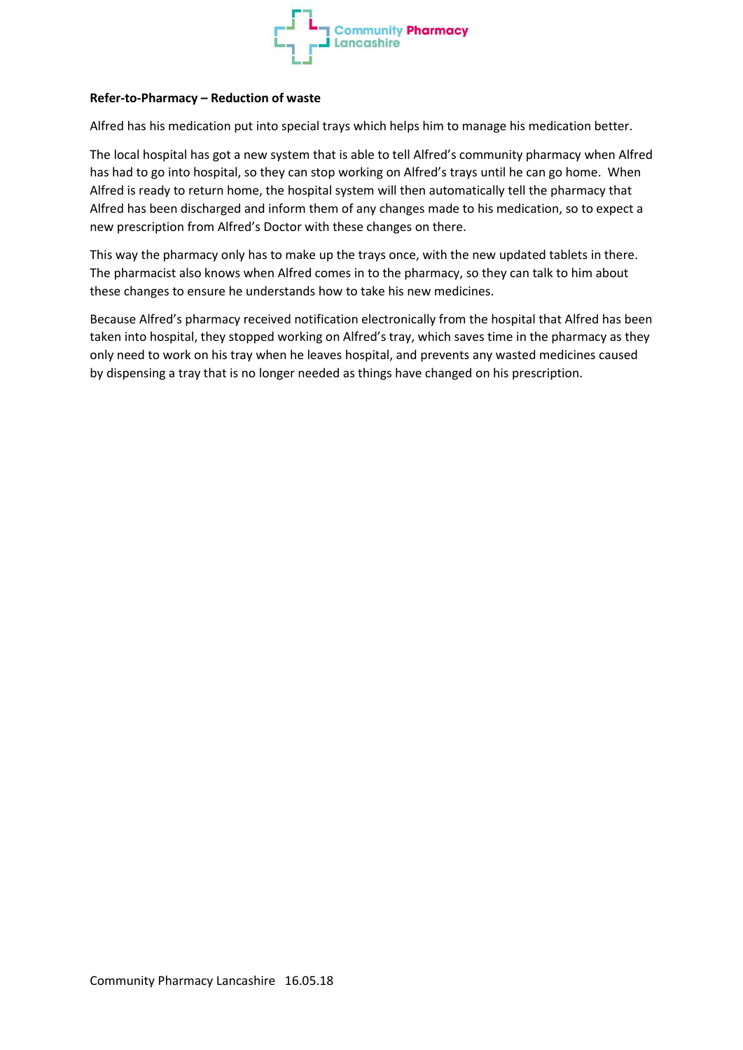**Refer-to-Pharmacy – Reduction of waste**

Alfred has his medication put into special trays which helps him to manage his medication better.

The local hospital has got a new system that is able to tell Alfred's community pharmacy when Alfred has had to go into hospital, so they can stop working on Alfred's trays until he can go home. When Alfred is ready to return home, the hospital system will then automatically tell the pharmacy that Alfred has been discharged and inform them of any changes made to his medication, so to expect a new prescription from Alfred's Doctor with these changes on there.

This way the pharmacy only has to make up the trays once, with the new updated tablets in there. The pharmacist also knows when Alfred comes in to the pharmacy, so they can talk to him about these changes to ensure he understands how to take his new medicines.

Because Alfred's pharmacy received notification electronically from the hospital that Alfred has been taken into hospital, they stopped working on Alfred's tray, which saves time in the pharmacy as they only need to work on his tray when he leaves hospital, and prevents any wasted medicines caused by dispensing a tray that is no longer needed as things have changed on his prescription.

Community Pharmacy Lancashire 16.05.18